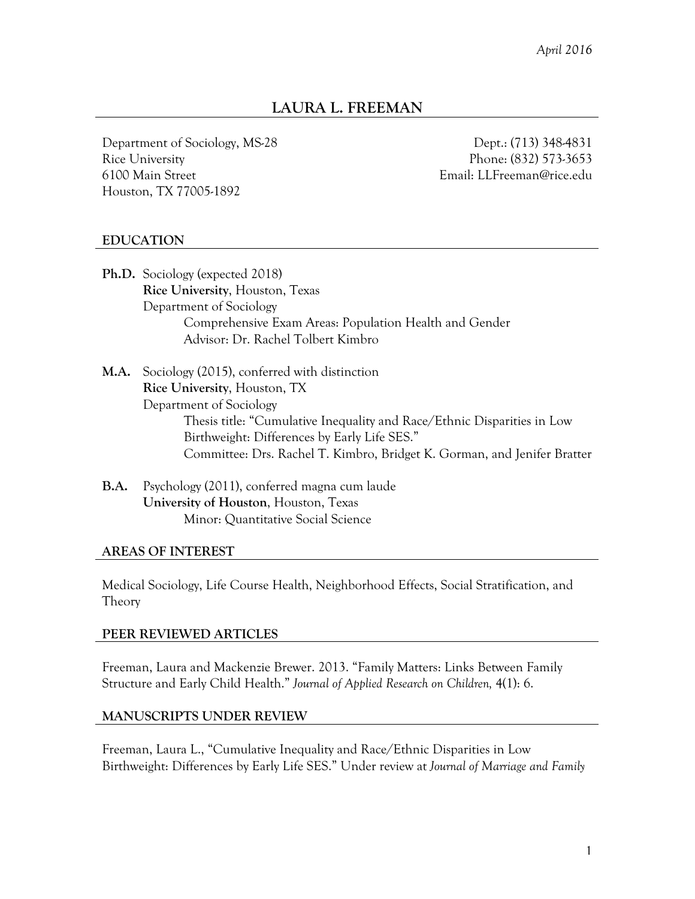*April 2016*

# LAURA L. FREEMAN

Department of Sociology, MS-28
Rice University
6100 Main Street
Houston, TX 77005-1892

Dept.: (713) 348-4831
Phone: (832) 573-3653
Email: LLFreeman@rice.edu

## EDUCATION

**Ph.D.** Sociology (expected 2018)
**Rice University**, Houston, Texas
Department of Sociology
Comprehensive Exam Areas: Population Health and Gender
Advisor: Dr. Rachel Tolbert Kimbro

**M.A.** Sociology (2015), conferred with distinction
**Rice University**, Houston, TX
Department of Sociology
Thesis title: "Cumulative Inequality and Race/Ethnic Disparities in Low Birthweight: Differences by Early Life SES."
Committee: Drs. Rachel T. Kimbro, Bridget K. Gorman, and Jenifer Bratter

**B.A.** Psychology (2011), conferred magna cum laude
**University of Houston**, Houston, Texas
Minor: Quantitative Social Science

## AREAS OF INTEREST

Medical Sociology, Life Course Health, Neighborhood Effects, Social Stratification, and Theory

## PEER REVIEWED ARTICLES

Freeman, Laura and Mackenzie Brewer. 2013. "Family Matters: Links Between Family Structure and Early Child Health." *Journal of Applied Research on Children,* 4(1): 6.

## MANUSCRIPTS UNDER REVIEW

Freeman, Laura L., "Cumulative Inequality and Race/Ethnic Disparities in Low Birthweight: Differences by Early Life SES." Under review at *Journal of Marriage and Family*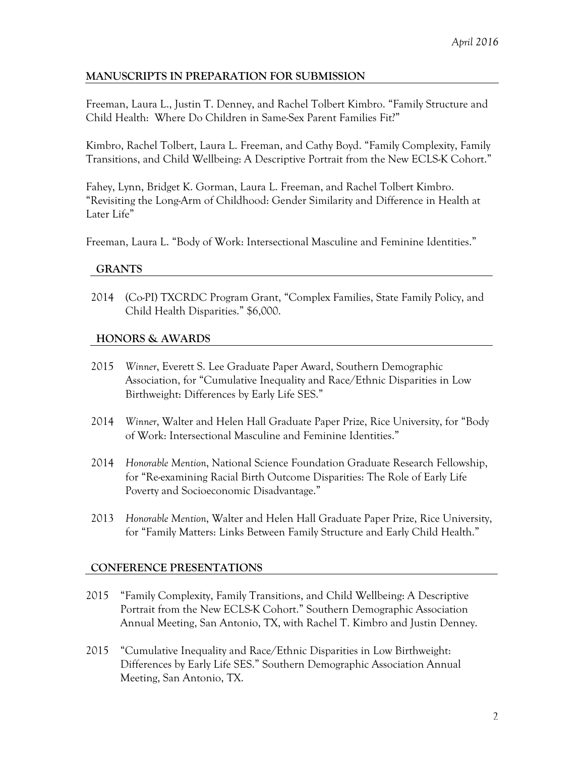## MANUSCRIPTS IN PREPARATION FOR SUBMISSION

Freeman, Laura L., Justin T. Denney, and Rachel Tolbert Kimbro. "Family Structure and Child Health: Where Do Children in Same-Sex Parent Families Fit?"

Kimbro, Rachel Tolbert, Laura L. Freeman, and Cathy Boyd. "Family Complexity, Family Transitions, and Child Wellbeing: A Descriptive Portrait from the New ECLS-K Cohort."

Fahey, Lynn, Bridget K. Gorman, Laura L. Freeman, and Rachel Tolbert Kimbro. "Revisiting the Long-Arm of Childhood: Gender Similarity and Difference in Health at Later Life"

Freeman, Laura L. "Body of Work: Intersectional Masculine and Feminine Identities."

## GRANTS

2014 (Co-PI) TXCRDC Program Grant, "Complex Families, State Family Policy, and Child Health Disparities." $6,000.

## HONORS & AWARDS

2015 *Winner*, Everett S. Lee Graduate Paper Award, Southern Demographic Association, for "Cumulative Inequality and Race/Ethnic Disparities in Low Birthweight: Differences by Early Life SES."

2014 *Winner*, Walter and Helen Hall Graduate Paper Prize, Rice University, for "Body of Work: Intersectional Masculine and Feminine Identities."

2014 *Honorable Mention*, National Science Foundation Graduate Research Fellowship, for "Re-examining Racial Birth Outcome Disparities: The Role of Early Life Poverty and Socioeconomic Disadvantage."

2013 *Honorable Mention*, Walter and Helen Hall Graduate Paper Prize, Rice University, for "Family Matters: Links Between Family Structure and Early Child Health."

## CONFERENCE PRESENTATIONS

2015 "Family Complexity, Family Transitions, and Child Wellbeing: A Descriptive Portrait from the New ECLS-K Cohort." Southern Demographic Association Annual Meeting, San Antonio, TX, with Rachel T. Kimbro and Justin Denney.

2015 "Cumulative Inequality and Race/Ethnic Disparities in Low Birthweight: Differences by Early Life SES." Southern Demographic Association Annual Meeting, San Antonio, TX.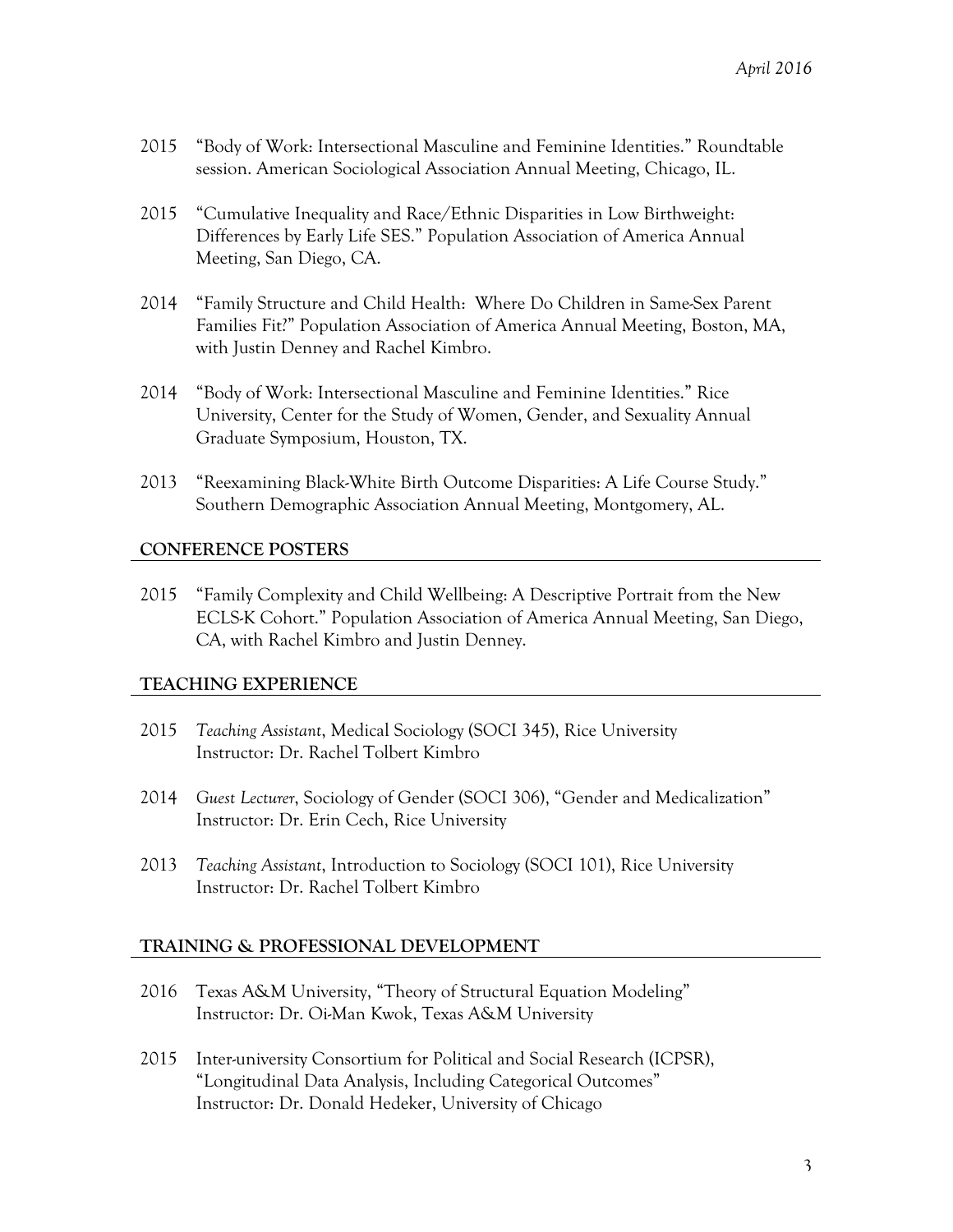2015 "Body of Work: Intersectional Masculine and Feminine Identities." Roundtable session. American Sociological Association Annual Meeting, Chicago, IL.

2015 "Cumulative Inequality and Race/Ethnic Disparities in Low Birthweight: Differences by Early Life SES." Population Association of America Annual Meeting, San Diego, CA.

2014 "Family Structure and Child Health: Where Do Children in Same-Sex Parent Families Fit?" Population Association of America Annual Meeting, Boston, MA, with Justin Denney and Rachel Kimbro.

2014 "Body of Work: Intersectional Masculine and Feminine Identities." Rice University, Center for the Study of Women, Gender, and Sexuality Annual Graduate Symposium, Houston, TX.

2013 "Reexamining Black-White Birth Outcome Disparities: A Life Course Study." Southern Demographic Association Annual Meeting, Montgomery, AL.

## CONFERENCE POSTERS

2015 "Family Complexity and Child Wellbeing: A Descriptive Portrait from the New ECLS-K Cohort." Population Association of America Annual Meeting, San Diego, CA, with Rachel Kimbro and Justin Denney.

## TEACHING EXPERIENCE

2015 *Teaching Assistant*, Medical Sociology (SOCI 345), Rice University
Instructor: Dr. Rachel Tolbert Kimbro

2014 *Guest Lecturer*, Sociology of Gender (SOCI 306), "Gender and Medicalization"
Instructor: Dr. Erin Cech, Rice University

2013 *Teaching Assistant*, Introduction to Sociology (SOCI 101), Rice University
Instructor: Dr. Rachel Tolbert Kimbro

## TRAINING & PROFESSIONAL DEVELOPMENT

2016 Texas A&M University, "Theory of Structural Equation Modeling"
Instructor: Dr. Oi-Man Kwok, Texas A&M University

2015 Inter-university Consortium for Political and Social Research (ICPSR), "Longitudinal Data Analysis, Including Categorical Outcomes"
Instructor: Dr. Donald Hedeker, University of Chicago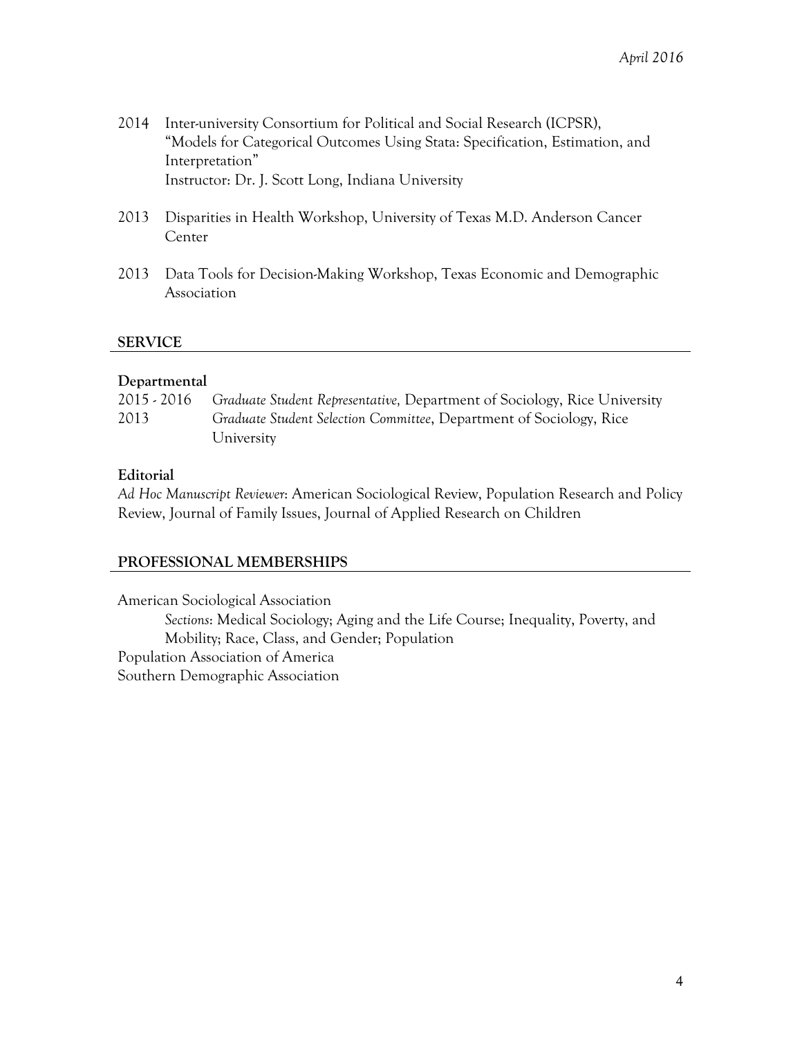2014 Inter-university Consortium for Political and Social Research (ICPSR), "Models for Categorical Outcomes Using Stata: Specification, Estimation, and Interpretation"
Instructor: Dr. J. Scott Long, Indiana University

2013 Disparities in Health Workshop, University of Texas M.D. Anderson Cancer Center

2013 Data Tools for Decision-Making Workshop, Texas Economic and Demographic Association

## SERVICE

**Departmental**

2015 - 2016 *Graduate Student Representative,* Department of Sociology, Rice University

2013 *Graduate Student Selection Committee*, Department of Sociology, Rice University

**Editorial**

*Ad Hoc Manuscript Reviewer*: American Sociological Review, Population Research and Policy Review, Journal of Family Issues, Journal of Applied Research on Children

## PROFESSIONAL MEMBERSHIPS

American Sociological Association
*Sections*: Medical Sociology; Aging and the Life Course; Inequality, Poverty, and Mobility; Race, Class, and Gender; Population

Population Association of America

Southern Demographic Association